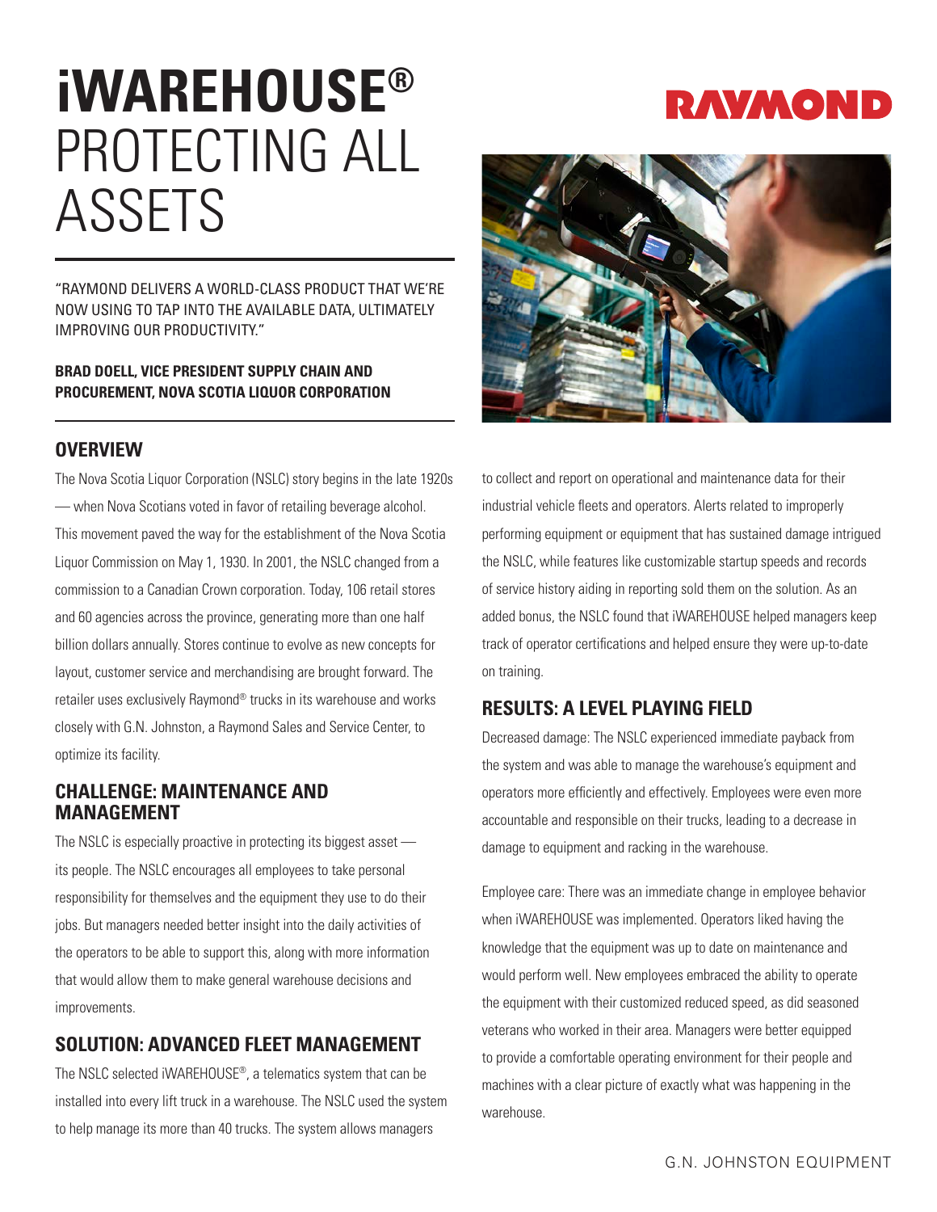# iWAREHOUSE® PROTECTING ALL ASSETS

RAYMOND

"RAYMOND DELIVERS A WORLD-CLASS PRODUCT THAT WE'RE NOW USING TO TAP INTO THE AVAILABLE DATA, ULTIMATELY IMPROVING OUR PRODUCTIVITY."

**BRAD DOELL, VICE PRESIDENT SUPPLY CHAIN AND PROCUREMENT, NOVA SCOTIA LIQUOR CORPORATION**

## OVERVIEW

The Nova Scotia Liquor Corporation (NSLC) story begins in the late 1920s — when Nova Scotians voted in favor of retailing beverage alcohol. This movement paved the way for the establishment of the Nova Scotia Liquor Commission on May 1, 1930. In 2001, the NSLC changed from a commission to a Canadian Crown corporation. Today, 106 retail stores and 60 agencies across the province, generating more than one half billion dollars annually. Stores continue to evolve as new concepts for layout, customer service and merchandising are brought forward. The retailer uses exclusively Raymond® trucks in its warehouse and works closely with G.N. Johnston, a Raymond Sales and Service Center, to optimize its facility.

## CHALLENGE: MAINTENANCE AND MANAGEMENT

The NSLC is especially proactive in protecting its biggest asset — its people. The NSLC encourages all employees to take personal responsibility for themselves and the equipment they use to do their jobs. But managers needed better insight into the daily activities of the operators to be able to support this, along with more information that would allow them to make general warehouse decisions and improvements.

## SOLUTION: ADVANCED FLEET MANAGEMENT

The NSLC selected iWAREHOUSE®, a telematics system that can be installed into every lift truck in a warehouse. The NSLC used the system to help manage its more than 40 trucks. The system allows managers to collect and report on operational and maintenance data for their industrial vehicle fleets and operators. Alerts related to improperly performing equipment or equipment that has sustained damage intrigued the NSLC, while features like customizable startup speeds and records of service history aiding in reporting sold them on the solution. As an added bonus, the NSLC found that iWAREHOUSE helped managers keep track of operator certifications and helped ensure they were up-to-date on training.

## RESULTS: A LEVEL PLAYING FIELD

Decreased damage: The NSLC experienced immediate payback from the system and was able to manage the warehouse's equipment and operators more efficiently and effectively. Employees were even more accountable and responsible on their trucks, leading to a decrease in damage to equipment and racking in the warehouse.

Employee care: There was an immediate change in employee behavior when iWAREHOUSE was implemented. Operators liked having the knowledge that the equipment was up to date on maintenance and would perform well. New employees embraced the ability to operate the equipment with their customized reduced speed, as did seasoned veterans who worked in their area. Managers were better equipped to provide a comfortable operating environment for their people and machines with a clear picture of exactly what was happening in the warehouse.

G.N. JOHNSTON EQUIPMENT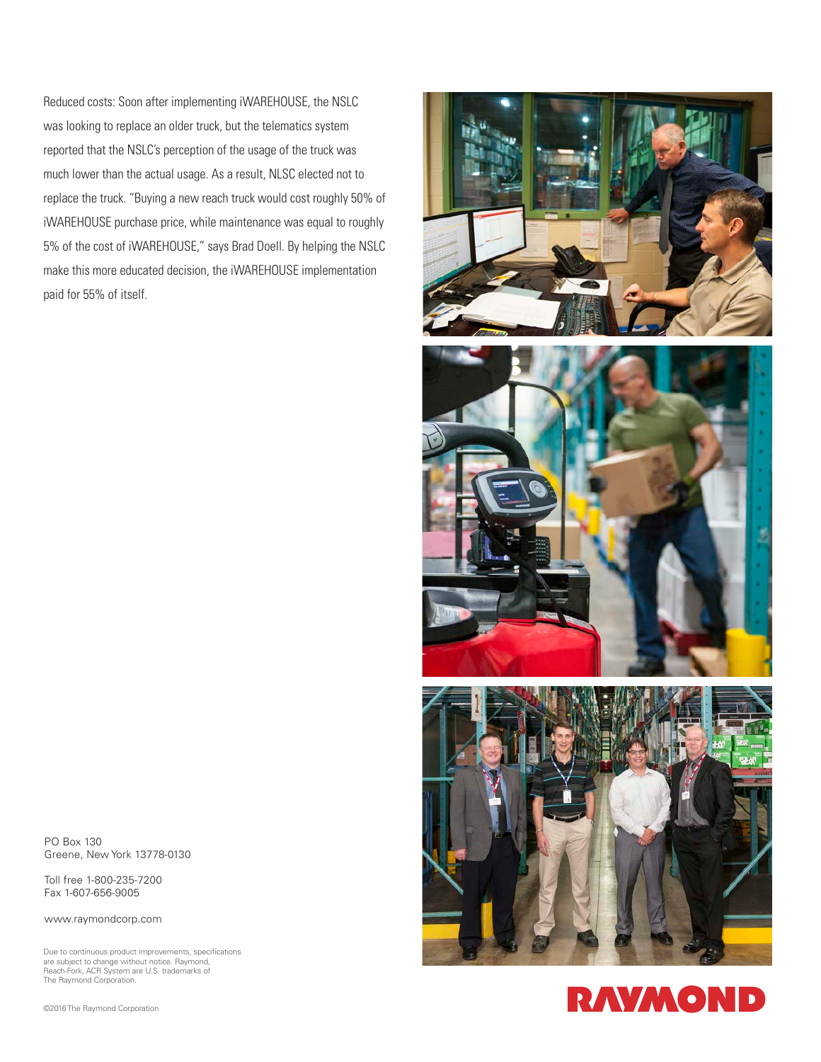Reduced costs: Soon after implementing iWAREHOUSE, the NSLC was looking to replace an older truck, but the telematics system reported that the NSLC's perception of the usage of the truck was much lower than the actual usage. As a result, NLSC elected not to replace the truck. "Buying a new reach truck would cost roughly 50% of iWAREHOUSE purchase price, while maintenance was equal to roughly 5% of the cost of iWAREHOUSE," says Brad Doell. By helping the NSLC make this more educated decision, the iWAREHOUSE implementation paid for 55% of itself.

PO Box 130
Greene, New York 13778-0130

Toll free 1-800-235-7200
Fax 1-607-656-9005

www.raymondcorp.com

Due to continuous product improvements, specifications are subject to change without notice. Raymond, Reach-Fork, ACR System are U.S. trademarks of The Raymond Corporation.

©2016 The Raymond Corporation

RAYMOND